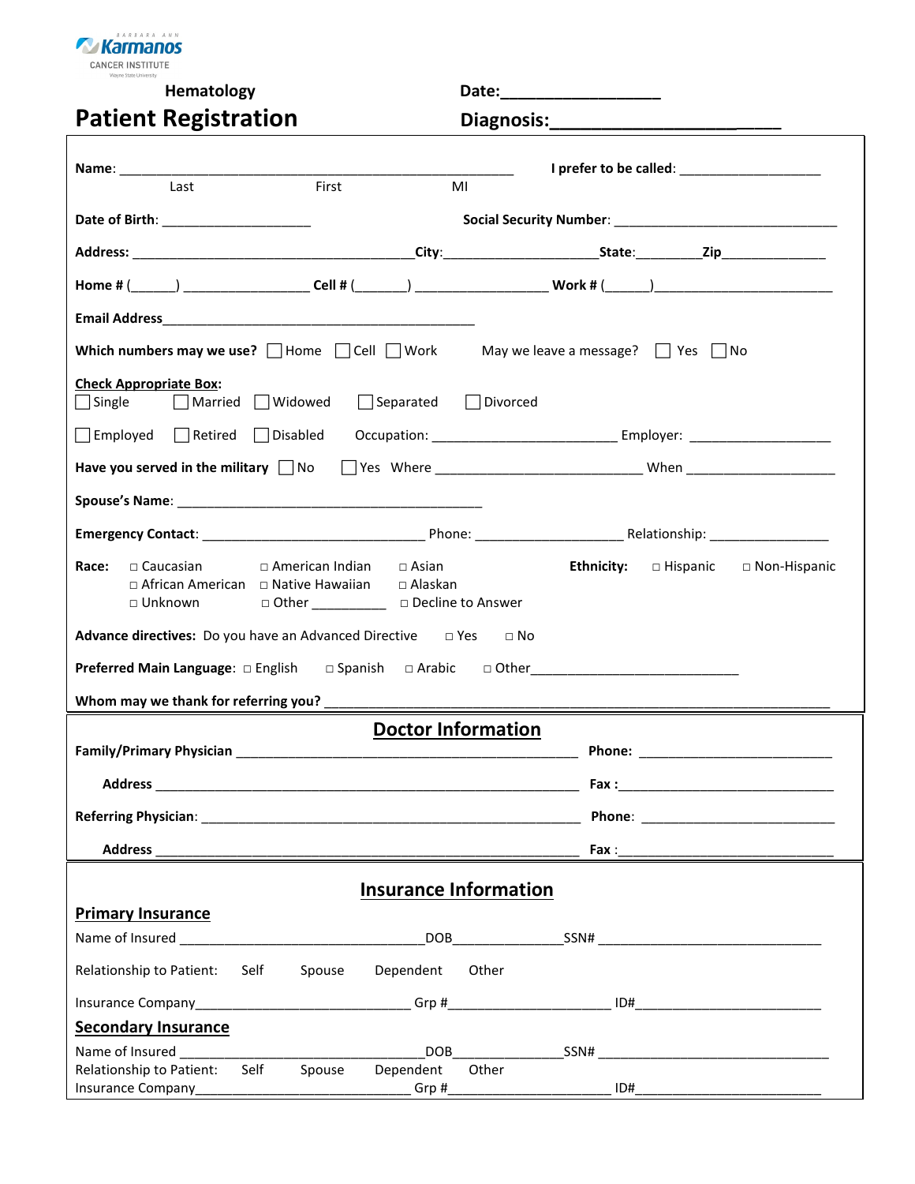Barbara Ann Karmanos Cancer Institute
Wayne State University

**Hematology**

# Patient Registration

**Date:**__________________

**Diagnosis:**________________________

**Name**: ____________________________________________________
Last First MI

**I prefer to be called**: ___________________

**Date of Birth**: ____________________ **Social Security Number**: ______________________________

**Address:** ______________________________________**City**:____________________**State**:________**Zip**______________

**Home #** (______) ________________ **Cell #** (_______) _________________ **Work #** (______)________________________

**Email Address**__________________________________________

**Which numbers may we use?** ☐ Home ☐ Cell ☐ Work May we leave a message? ☐ Yes ☐ No

**Check Appropriate Box:**
☐ Single ☐ Married ☐ Widowed ☐ Separated ☐ Divorced

☐ Employed ☐ Retired ☐ Disabled Occupation: ________________________ Employer: ___________________

**Have you served in the military** ☐ No ☐ Yes Where ___________________________ When ____________________

**Spouse's Name**: ________________________________________

**Emergency Contact**: ______________________________ Phone: ___________________ Relationship: ________________

**Race:** ☐ Caucasian ☐ American Indian ☐ Asian ☐ African American ☐ Native Hawaiian ☐ Alaskan ☐ Unknown ☐ Other __________ ☐ Decline to Answer

**Ethnicity:** ☐ Hispanic ☐ Non-Hispanic

**Advance directives:** Do you have an Advanced Directive ☐ Yes ☐ No

**Preferred Main Language**: ☐ English ☐ Spanish ☐ Arabic ☐ Other___________________________

**Whom may we thank for referring you?** __________________________________________________________________

## Doctor Information

**Family/Primary Physician** ____________________________________________ **Phone:** _________________________

**Address** __________________________________________________________ **Fax :**_____________________________

**Referring Physician**: _________________________________________________ **Phone**: _________________________

**Address** __________________________________________________________ **Fax** :_____________________________

## Insurance Information

### Primary Insurance

Name of Insured ________________________________DOB______________SSN# ______________________________

Relationship to Patient: Self Spouse Dependent Other

Insurance Company____________________________ Grp #_____________________ ID#________________________

### Secondary Insurance

Name of Insured ________________________________DOB______________SSN# ______________________________

Relationship to Patient: Self Spouse Dependent Other

Insurance Company____________________________ Grp #_____________________ ID#________________________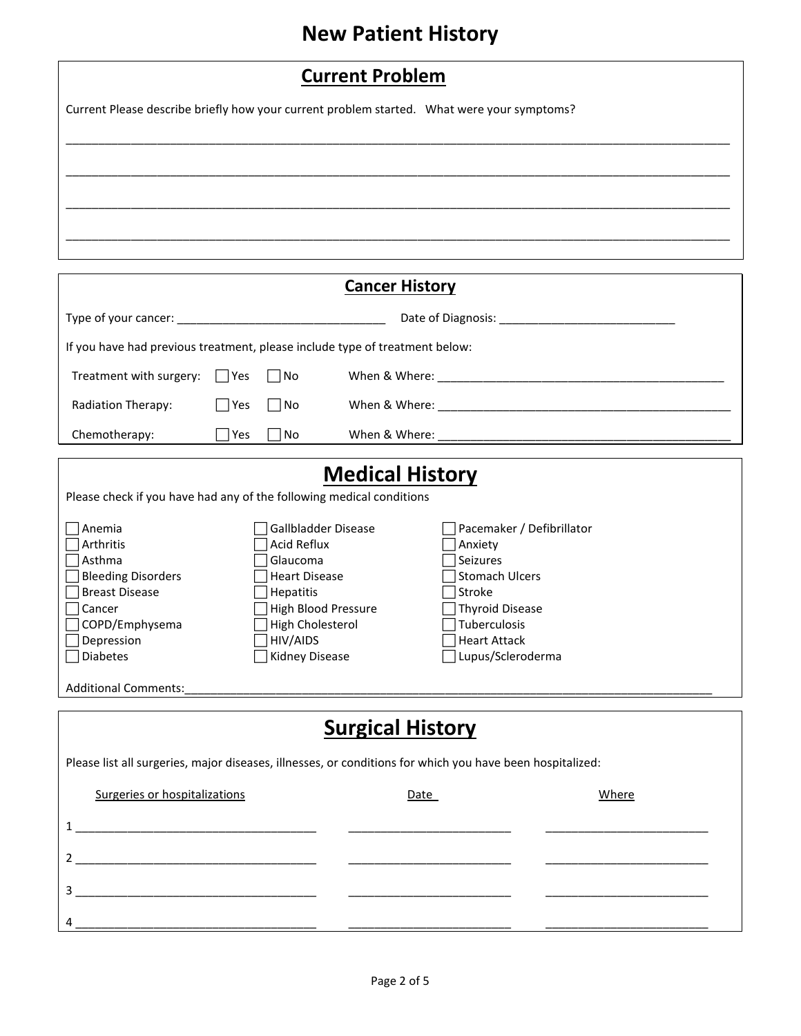# New Patient History

## Current Problem

Current Please describe briefly how your current problem started. What were your symptoms?

______________________________________________________________________________________________

______________________________________________________________________________________________

______________________________________________________________________________________________

______________________________________________________________________________________________

## Cancer History

Type of your cancer: ________________________________ Date of Diagnosis: ___________________________

If you have had previous treatment, please include type of treatment below:

| | | | |
|---|---|---|---|
| Treatment with surgery: | ☐ Yes | ☐ No | When & Where: ____________________________________________ |
| Radiation Therapy: | ☐ Yes | ☐ No | When & Where: ____________________________________________ |
| Chemotherapy: | ☐ Yes | ☐ No | When & Where: ____________________________________________ |

## Medical History

Please check if you have had any of the following medical conditions

| | | |
|---|---|---|
| ☐ Anemia | ☐ Gallbladder Disease | ☐ Pacemaker / Defibrillator |
| ☐ Arthritis | ☐ Acid Reflux | ☐ Anxiety |
| ☐ Asthma | ☐ Glaucoma | ☐ Seizures |
| ☐ Bleeding Disorders | ☐ Heart Disease | ☐ Stomach Ulcers |
| ☐ Breast Disease | ☐ Hepatitis | ☐ Stroke |
| ☐ Cancer | ☐ High Blood Pressure | ☐ Thyroid Disease |
| ☐ COPD/Emphysema | ☐ High Cholesterol | ☐ Tuberculosis |
| ☐ Depression | ☐ HIV/AIDS | ☐ Heart Attack |
| ☐ Diabetes | ☐ Kidney Disease | ☐ Lupus/Scleroderma |

Additional Comments:________________________________________________________________________________

## Surgical History

Please list all surgeries, major diseases, illnesses, or conditions for which you have been hospitalized:

| | Surgeries or hospitalizations | Date | Where |
|---|---|---|---|
| 1 | ______________________________________ | __________________________ | __________________________ |
| 2 | ______________________________________ | __________________________ | __________________________ |
| 3 | ______________________________________ | __________________________ | __________________________ |
| 4 | ______________________________________ | __________________________ | __________________________ |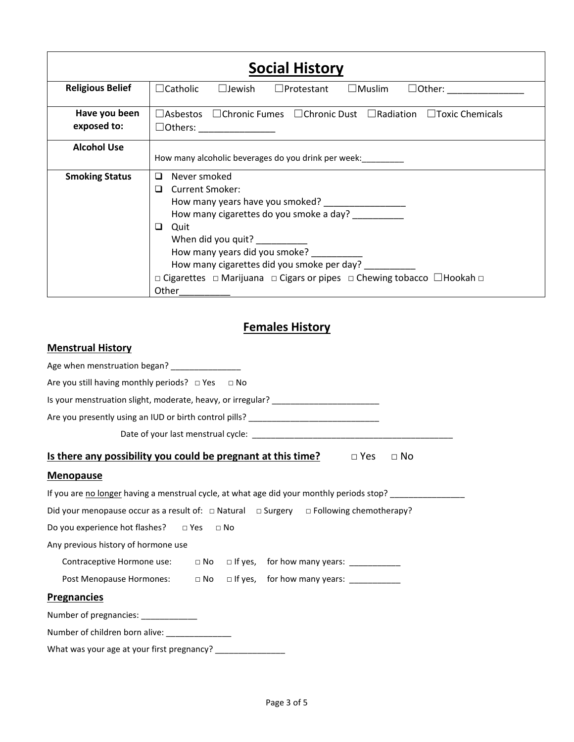| Social History | |
|---|---|
| **Religious Belief** | ☐Catholic ☐Jewish ☐Protestant ☐Muslim ☐Other: _______________ |
| **Have you been exposed to:** | ☐Asbestos ☐Chronic Fumes ☐Chronic Dust ☐Radiation ☐Toxic Chemicals ☐Others: _______________ |
| **Alcohol Use** | How many alcoholic beverages do you drink per week:_________ |
| **Smoking Status** | ❑ Never smoked<br>❑ Current Smoker:<br>How many years have you smoked? ________________<br>How many cigarettes do you smoke a day? __________<br>❑ Quit<br>When did you quit? __________<br>How many years did you smoke? __________<br>How many cigarettes did you smoke per day? __________<br>□ Cigarettes □ Marijuana □ Cigars or pipes □ Chewing tobacco ☐Hookah □ Other__________ |

## Females History

### Menstrual History

Age when menstruation began? _______________

Are you still having monthly periods? □ Yes □ No

Is your menstruation slight, moderate, heavy, or irregular? _______________________

Are you presently using an IUD or birth control pills? ____________________________

Date of your last menstrual cycle: ____________________________________________

**Is there any possibility you could be pregnant at this time?** □ Yes □ No

### Menopause

If you are no longer having a menstrual cycle, at what age did your monthly periods stop? ________________

Did your menopause occur as a result of: □ Natural □ Surgery □ Following chemotherapy?

Do you experience hot flashes? □ Yes □ No

Any previous history of hormone use

Contraceptive Hormone use: □ No □ If yes, for how many years: ___________

Post Menopause Hormones: □ No □ If yes, for how many years: ___________

### Pregnancies

Number of pregnancies: ____________

Number of children born alive: ______________

What was your age at your first pregnancy? _______________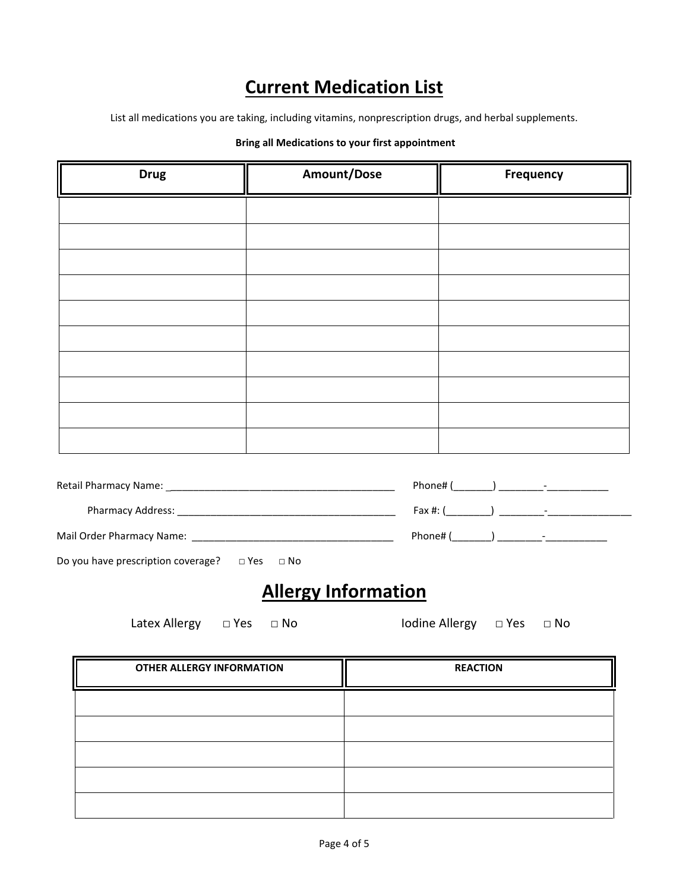# Current Medication List

List all medications you are taking, including vitamins, nonprescription drugs, and herbal supplements.

**Bring all Medications to your first appointment**

| Drug | Amount/Dose | Frequency |
|---|---|---|
| | | |
| | | |
| | | |
| | | |
| | | |
| | | |
| | | |
| | | |
| | | |
| | | |

Retail Pharmacy Name: __________________________________________ Phone# (_______) ________-___________

Pharmacy Address: ________________________________________ Fax #: (________) ________-________________

Mail Order Pharmacy Name: _____________________________________ Phone# (_______) ________-___________

Do you have prescription coverage? □ Yes □ No

# Allergy Information

Latex Allergy □ Yes □ No    Iodine Allergy □ Yes □ No

| OTHER ALLERGY INFORMATION | REACTION |
|---|---|
| | |
| | |
| | |
| | |
| | |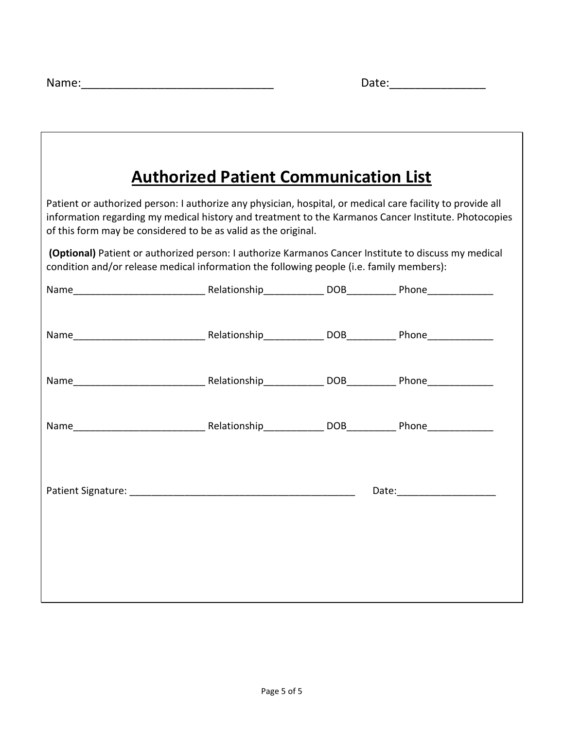Name:______________________________ Date:_______________

# Authorized Patient Communication List

Patient or authorized person: I authorize any physician, hospital, or medical care facility to provide all information regarding my medical history and treatment to the Karmanos Cancer Institute. Photocopies of this form may be considered to be as valid as the original.

**(Optional)** Patient or authorized person: I authorize Karmanos Cancer Institute to discuss my medical condition and/or release medical information the following people (i.e. family members):

Name________________________ Relationship___________ DOB_________ Phone____________

Name________________________ Relationship___________ DOB_________ Phone____________

Name________________________ Relationship___________ DOB_________ Phone____________

Name________________________ Relationship___________ DOB_________ Phone____________

Patient Signature: _________________________________________ Date:__________________